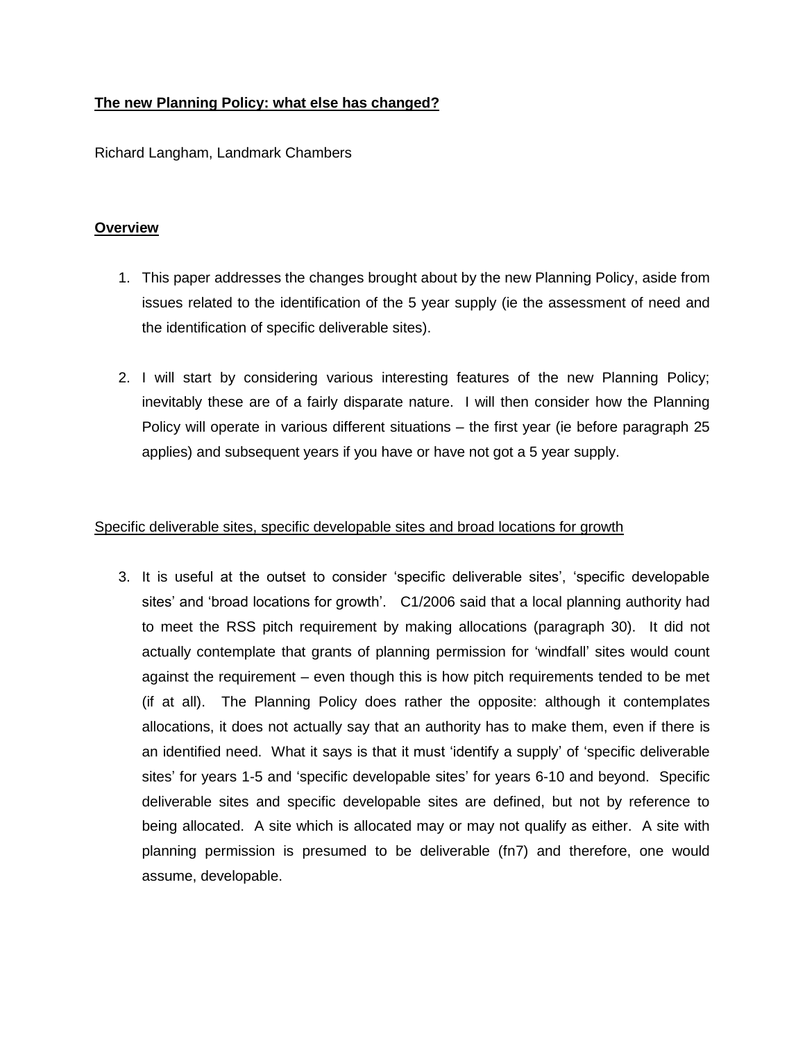# **The new Planning Policy: what else has changed?**

Richard Langham, Landmark Chambers

## **Overview**

1. This paper addresses the changes brought about by the new Planning Policy, aside from issues related to the identification of the 5 year supply (ie the assessment of need and the identification of specific deliverable sites).

2. I will start by considering various interesting features of the new Planning Policy; inevitably these are of a fairly disparate nature. I will then consider how the Planning Policy will operate in various different situations – the first year (ie before paragraph 25 applies) and subsequent years if you have or have not got a 5 year supply.

### Specific deliverable sites, specific developable sites and broad locations for growth

3. It is useful at the outset to consider 'specific deliverable sites', 'specific developable sites' and 'broad locations for growth'. C1/2006 said that a local planning authority had to meet the RSS pitch requirement by making allocations (paragraph 30). It did not actually contemplate that grants of planning permission for 'windfall' sites would count against the requirement – even though this is how pitch requirements tended to be met (if at all). The Planning Policy does rather the opposite: although it contemplates allocations, it does not actually say that an authority has to make them, even if there is an identified need. What it says is that it must 'identify a supply' of 'specific deliverable sites' for years 1-5 and 'specific developable sites' for years 6-10 and beyond. Specific deliverable sites and specific developable sites are defined, but not by reference to being allocated. A site which is allocated may or may not qualify as either. A site with planning permission is presumed to be deliverable (fn7) and therefore, one would assume, developable.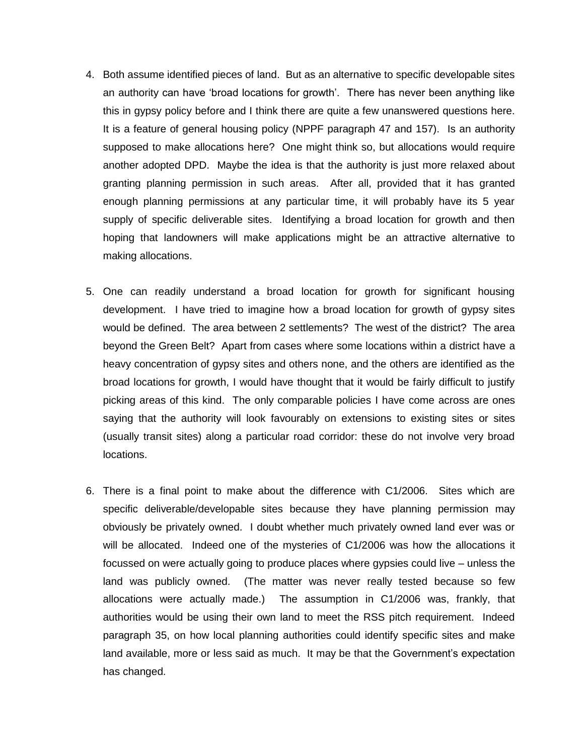4. Both assume identified pieces of land. But as an alternative to specific developable sites an authority can have 'broad locations for growth'. There has never been anything like this in gypsy policy before and I think there are quite a few unanswered questions here. It is a feature of general housing policy (NPPF paragraph 47 and 157). Is an authority supposed to make allocations here? One might think so, but allocations would require another adopted DPD. Maybe the idea is that the authority is just more relaxed about granting planning permission in such areas. After all, provided that it has granted enough planning permissions at any particular time, it will probably have its 5 year supply of specific deliverable sites. Identifying a broad location for growth and then hoping that landowners will make applications might be an attractive alternative to making allocations.

5. One can readily understand a broad location for growth for significant housing development. I have tried to imagine how a broad location for growth of gypsy sites would be defined. The area between 2 settlements? The west of the district? The area beyond the Green Belt? Apart from cases where some locations within a district have a heavy concentration of gypsy sites and others none, and the others are identified as the broad locations for growth, I would have thought that it would be fairly difficult to justify picking areas of this kind. The only comparable policies I have come across are ones saying that the authority will look favourably on extensions to existing sites or sites (usually transit sites) along a particular road corridor: these do not involve very broad locations.

6. There is a final point to make about the difference with C1/2006. Sites which are specific deliverable/developable sites because they have planning permission may obviously be privately owned. I doubt whether much privately owned land ever was or will be allocated. Indeed one of the mysteries of C1/2006 was how the allocations it focussed on were actually going to produce places where gypsies could live – unless the land was publicly owned. (The matter was never really tested because so few allocations were actually made.) The assumption in C1/2006 was, frankly, that authorities would be using their own land to meet the RSS pitch requirement. Indeed paragraph 35, on how local planning authorities could identify specific sites and make land available, more or less said as much. It may be that the Government's expectation has changed.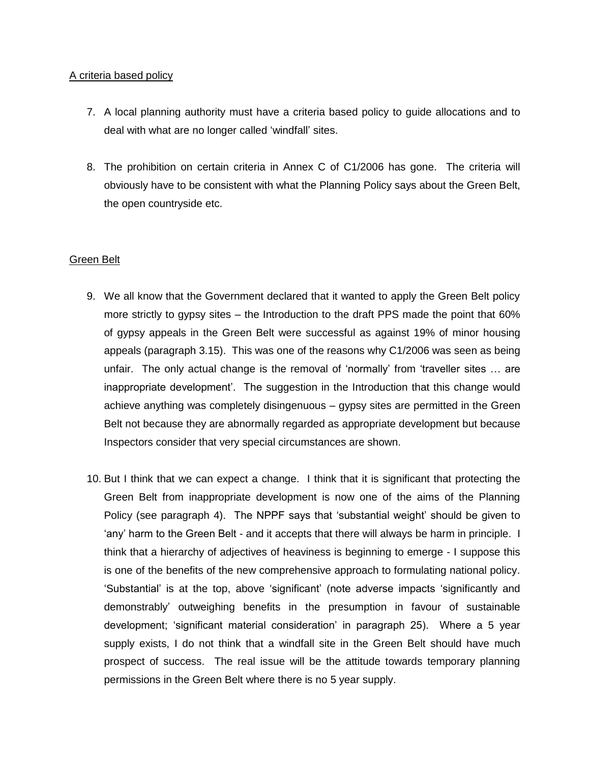A criteria based policy

7. A local planning authority must have a criteria based policy to guide allocations and to deal with what are no longer called 'windfall' sites.

8. The prohibition on certain criteria in Annex C of C1/2006 has gone. The criteria will obviously have to be consistent with what the Planning Policy says about the Green Belt, the open countryside etc.

Green Belt

9. We all know that the Government declared that it wanted to apply the Green Belt policy more strictly to gypsy sites – the Introduction to the draft PPS made the point that 60% of gypsy appeals in the Green Belt were successful as against 19% of minor housing appeals (paragraph 3.15). This was one of the reasons why C1/2006 was seen as being unfair. The only actual change is the removal of 'normally' from 'traveller sites … are inappropriate development'. The suggestion in the Introduction that this change would achieve anything was completely disingenuous – gypsy sites are permitted in the Green Belt not because they are abnormally regarded as appropriate development but because Inspectors consider that very special circumstances are shown.

10. But I think that we can expect a change. I think that it is significant that protecting the Green Belt from inappropriate development is now one of the aims of the Planning Policy (see paragraph 4). The NPPF says that 'substantial weight' should be given to 'any' harm to the Green Belt - and it accepts that there will always be harm in principle. I think that a hierarchy of adjectives of heaviness is beginning to emerge - I suppose this is one of the benefits of the new comprehensive approach to formulating national policy. 'Substantial' is at the top, above 'significant' (note adverse impacts 'significantly and demonstrably' outweighing benefits in the presumption in favour of sustainable development; 'significant material consideration' in paragraph 25). Where a 5 year supply exists, I do not think that a windfall site in the Green Belt should have much prospect of success. The real issue will be the attitude towards temporary planning permissions in the Green Belt where there is no 5 year supply.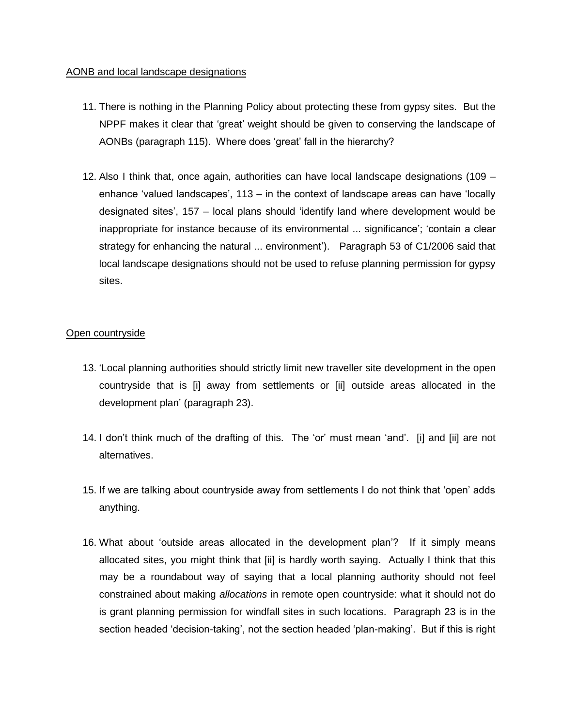AONB and local landscape designations

11. There is nothing in the Planning Policy about protecting these from gypsy sites. But the NPPF makes it clear that 'great' weight should be given to conserving the landscape of AONBs (paragraph 115). Where does 'great' fall in the hierarchy?

12. Also I think that, once again, authorities can have local landscape designations (109 – enhance 'valued landscapes', 113 – in the context of landscape areas can have 'locally designated sites', 157 – local plans should 'identify land where development would be inappropriate for instance because of its environmental ... significance'; 'contain a clear strategy for enhancing the natural ... environment'). Paragraph 53 of C1/2006 said that local landscape designations should not be used to refuse planning permission for gypsy sites.

Open countryside

13. 'Local planning authorities should strictly limit new traveller site development in the open countryside that is [i] away from settlements or [ii] outside areas allocated in the development plan' (paragraph 23).

14. I don't think much of the drafting of this. The 'or' must mean 'and'. [i] and [ii] are not alternatives.

15. If we are talking about countryside away from settlements I do not think that 'open' adds anything.

16. What about 'outside areas allocated in the development plan'? If it simply means allocated sites, you might think that [ii] is hardly worth saying. Actually I think that this may be a roundabout way of saying that a local planning authority should not feel constrained about making *allocations* in remote open countryside: what it should not do is grant planning permission for windfall sites in such locations. Paragraph 23 is in the section headed 'decision-taking', not the section headed 'plan-making'. But if this is right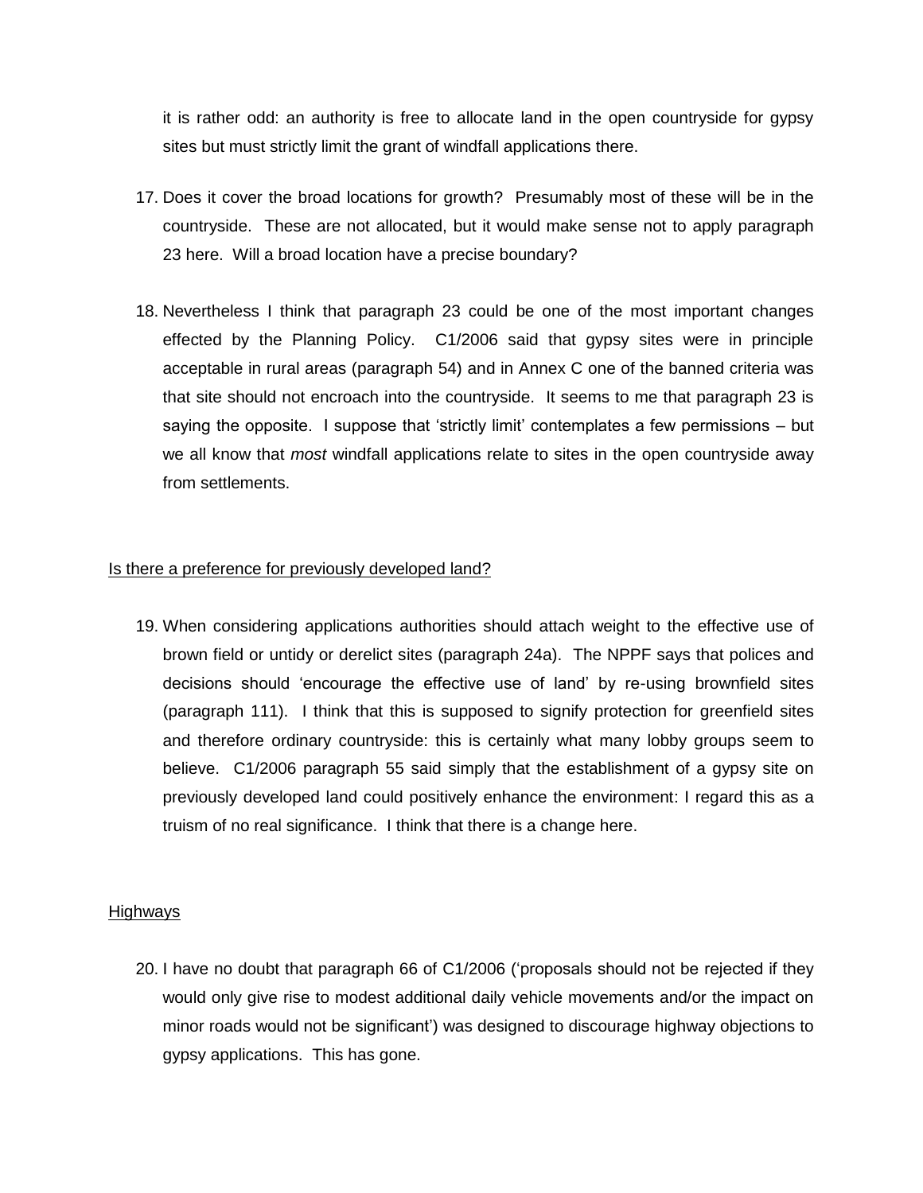it is rather odd: an authority is free to allocate land in the open countryside for gypsy sites but must strictly limit the grant of windfall applications there.

17. Does it cover the broad locations for growth? Presumably most of these will be in the countryside. These are not allocated, but it would make sense not to apply paragraph 23 here. Will a broad location have a precise boundary?

18. Nevertheless I think that paragraph 23 could be one of the most important changes effected by the Planning Policy. C1/2006 said that gypsy sites were in principle acceptable in rural areas (paragraph 54) and in Annex C one of the banned criteria was that site should not encroach into the countryside. It seems to me that paragraph 23 is saying the opposite. I suppose that 'strictly limit' contemplates a few permissions – but we all know that *most* windfall applications relate to sites in the open countryside away from settlements.

## Is there a preference for previously developed land?

19. When considering applications authorities should attach weight to the effective use of brown field or untidy or derelict sites (paragraph 24a). The NPPF says that polices and decisions should 'encourage the effective use of land' by re-using brownfield sites (paragraph 111). I think that this is supposed to signify protection for greenfield sites and therefore ordinary countryside: this is certainly what many lobby groups seem to believe. C1/2006 paragraph 55 said simply that the establishment of a gypsy site on previously developed land could positively enhance the environment: I regard this as a truism of no real significance. I think that there is a change here.

## Highways

20. I have no doubt that paragraph 66 of C1/2006 ('proposals should not be rejected if they would only give rise to modest additional daily vehicle movements and/or the impact on minor roads would not be significant') was designed to discourage highway objections to gypsy applications. This has gone.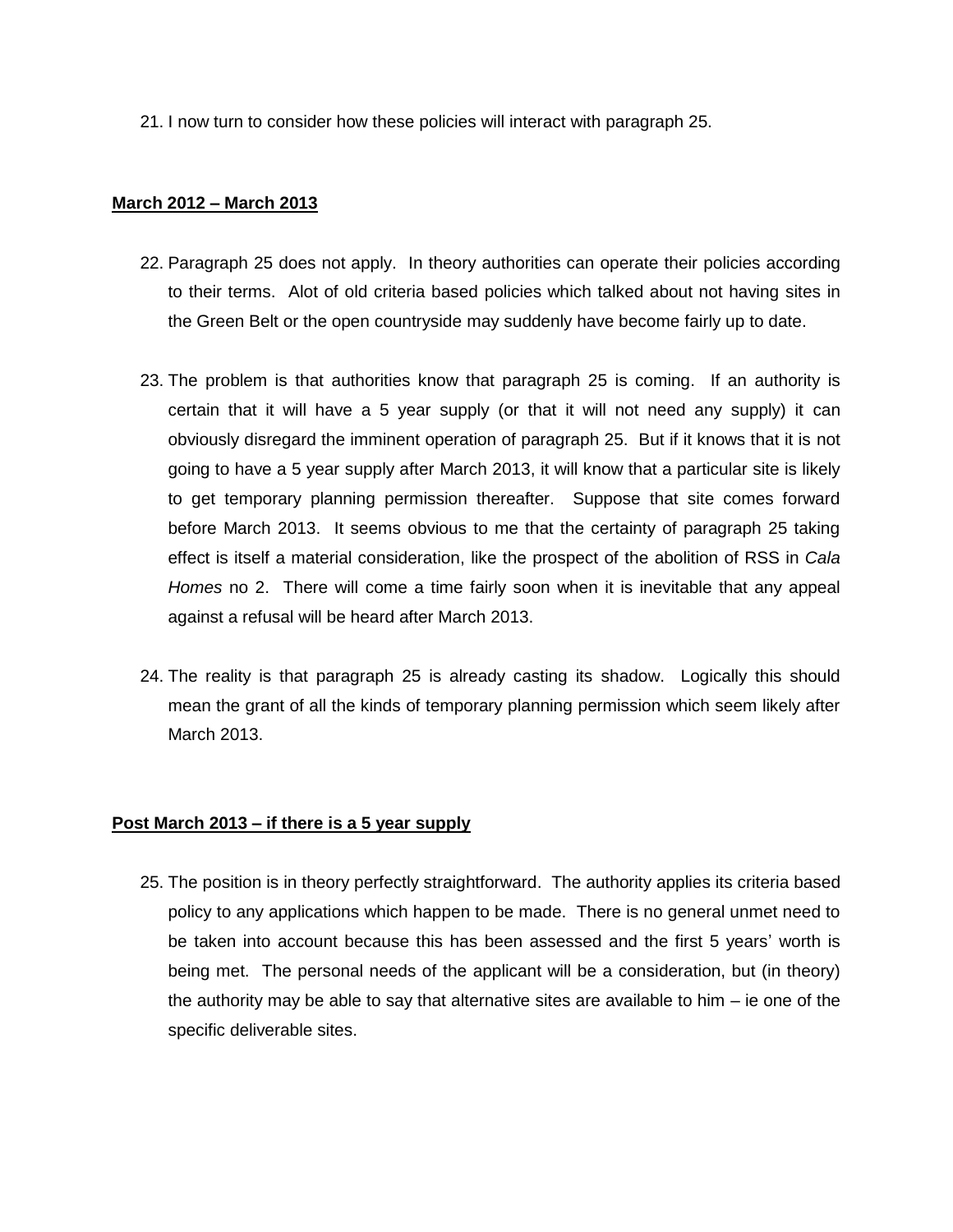21. I now turn to consider how these policies will interact with paragraph 25.

**<u>March 2012 – March 2013</u>**

22. Paragraph 25 does not apply. In theory authorities can operate their policies according to their terms. Alot of old criteria based policies which talked about not having sites in the Green Belt or the open countryside may suddenly have become fairly up to date.

23. The problem is that authorities know that paragraph 25 is coming. If an authority is certain that it will have a 5 year supply (or that it will not need any supply) it can obviously disregard the imminent operation of paragraph 25. But if it knows that it is not going to have a 5 year supply after March 2013, it will know that a particular site is likely to get temporary planning permission thereafter. Suppose that site comes forward before March 2013. It seems obvious to me that the certainty of paragraph 25 taking effect is itself a material consideration, like the prospect of the abolition of RSS in *Cala Homes* no 2. There will come a time fairly soon when it is inevitable that any appeal against a refusal will be heard after March 2013.

24. The reality is that paragraph 25 is already casting its shadow. Logically this should mean the grant of all the kinds of temporary planning permission which seem likely after March 2013.

**<u>Post March 2013 – if there is a 5 year supply</u>**

25. The position is in theory perfectly straightforward. The authority applies its criteria based policy to any applications which happen to be made. There is no general unmet need to be taken into account because this has been assessed and the first 5 years' worth is being met. The personal needs of the applicant will be a consideration, but (in theory) the authority may be able to say that alternative sites are available to him – ie one of the specific deliverable sites.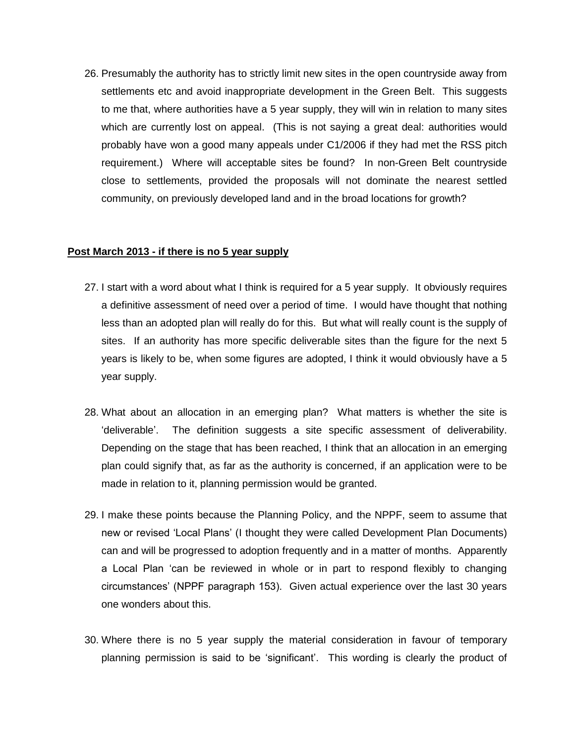26. Presumably the authority has to strictly limit new sites in the open countryside away from settlements etc and avoid inappropriate development in the Green Belt. This suggests to me that, where authorities have a 5 year supply, they will win in relation to many sites which are currently lost on appeal. (This is not saying a great deal: authorities would probably have won a good many appeals under C1/2006 if they had met the RSS pitch requirement.) Where will acceptable sites be found? In non-Green Belt countryside close to settlements, provided the proposals will not dominate the nearest settled community, on previously developed land and in the broad locations for growth?

## **Post March 2013 - if there is no 5 year supply**

27. I start with a word about what I think is required for a 5 year supply. It obviously requires a definitive assessment of need over a period of time. I would have thought that nothing less than an adopted plan will really do for this. But what will really count is the supply of sites. If an authority has more specific deliverable sites than the figure for the next 5 years is likely to be, when some figures are adopted, I think it would obviously have a 5 year supply.

28. What about an allocation in an emerging plan? What matters is whether the site is 'deliverable'. The definition suggests a site specific assessment of deliverability. Depending on the stage that has been reached, I think that an allocation in an emerging plan could signify that, as far as the authority is concerned, if an application were to be made in relation to it, planning permission would be granted.

29. I make these points because the Planning Policy, and the NPPF, seem to assume that new or revised 'Local Plans' (I thought they were called Development Plan Documents) can and will be progressed to adoption frequently and in a matter of months. Apparently a Local Plan 'can be reviewed in whole or in part to respond flexibly to changing circumstances' (NPPF paragraph 153). Given actual experience over the last 30 years one wonders about this.

30. Where there is no 5 year supply the material consideration in favour of temporary planning permission is said to be 'significant'. This wording is clearly the product of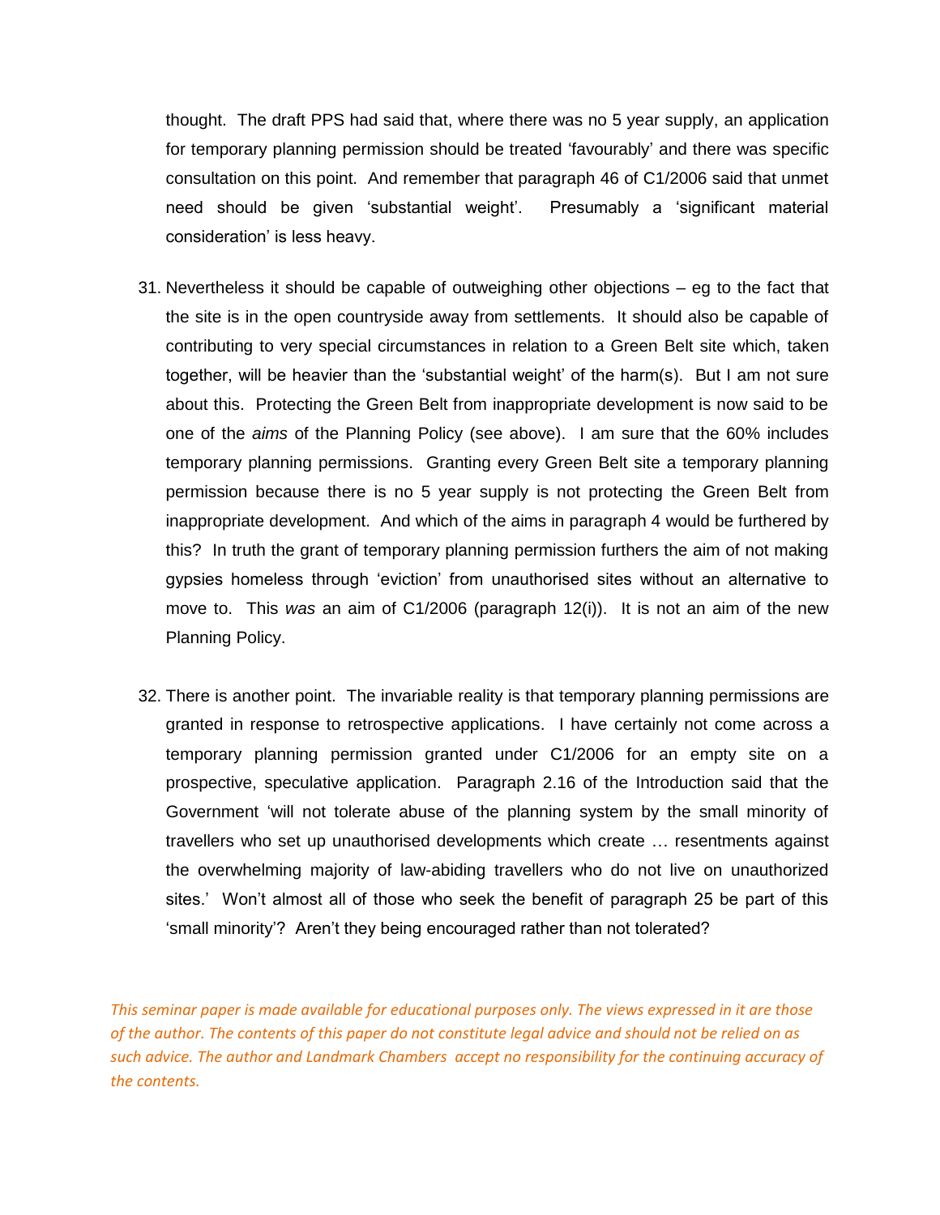thought. The draft PPS had said that, where there was no 5 year supply, an application for temporary planning permission should be treated 'favourably' and there was specific consultation on this point. And remember that paragraph 46 of C1/2006 said that unmet need should be given 'substantial weight'. Presumably a 'significant material consideration' is less heavy.

31. Nevertheless it should be capable of outweighing other objections – eg to the fact that the site is in the open countryside away from settlements. It should also be capable of contributing to very special circumstances in relation to a Green Belt site which, taken together, will be heavier than the 'substantial weight' of the harm(s). But I am not sure about this. Protecting the Green Belt from inappropriate development is now said to be one of the *aims* of the Planning Policy (see above). I am sure that the 60% includes temporary planning permissions. Granting every Green Belt site a temporary planning permission because there is no 5 year supply is not protecting the Green Belt from inappropriate development. And which of the aims in paragraph 4 would be furthered by this? In truth the grant of temporary planning permission furthers the aim of not making gypsies homeless through 'eviction' from unauthorised sites without an alternative to move to. This *was* an aim of C1/2006 (paragraph 12(i)). It is not an aim of the new Planning Policy.

32. There is another point. The invariable reality is that temporary planning permissions are granted in response to retrospective applications. I have certainly not come across a temporary planning permission granted under C1/2006 for an empty site on a prospective, speculative application. Paragraph 2.16 of the Introduction said that the Government 'will not tolerate abuse of the planning system by the small minority of travellers who set up unauthorised developments which create … resentments against the overwhelming majority of law-abiding travellers who do not live on unauthorized sites.' Won't almost all of those who seek the benefit of paragraph 25 be part of this 'small minority'? Aren't they being encouraged rather than not tolerated?

*This seminar paper is made available for educational purposes only. The views expressed in it are those of the author. The contents of this paper do not constitute legal advice and should not be relied on as such advice. The author and Landmark Chambers accept no responsibility for the continuing accuracy of the contents.*